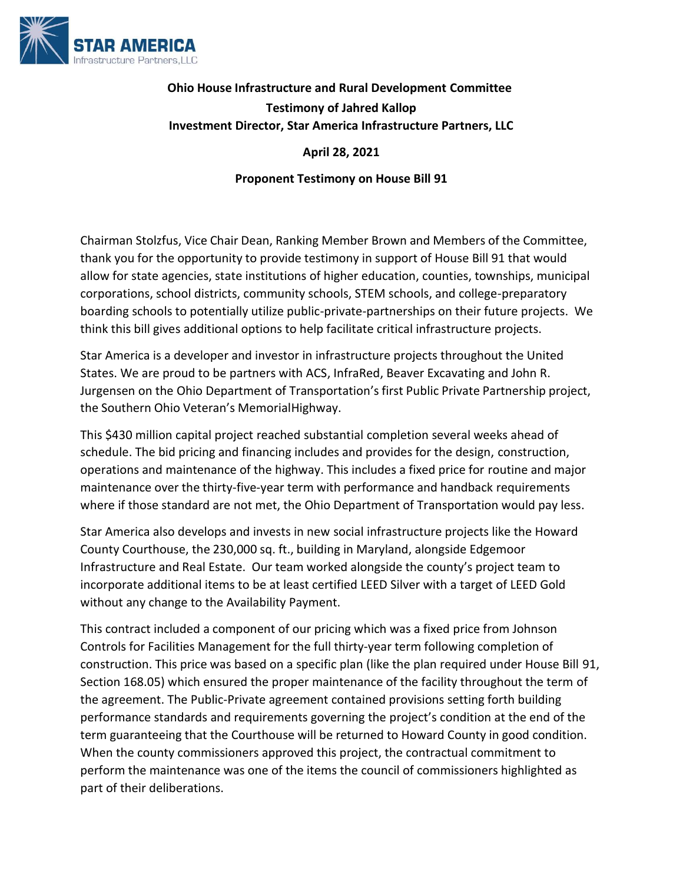STAR AMERICA
Infrastructure Partners, LLC

**Ohio House Infrastructure and Rural Development Committee**
**Testimony of Jahred Kallop**
**Investment Director, Star America Infrastructure Partners, LLC**

**April 28, 2021**

**Proponent Testimony on House Bill 91**

Chairman Stolzfus, Vice Chair Dean, Ranking Member Brown and Members of the Committee, thank you for the opportunity to provide testimony in support of House Bill 91 that would allow for state agencies, state institutions of higher education, counties, townships, municipal corporations, school districts, community schools, STEM schools, and college-preparatory boarding schools to potentially utilize public-private-partnerships on their future projects. We think this bill gives additional options to help facilitate critical infrastructure projects.

Star America is a developer and investor in infrastructure projects throughout the United States. We are proud to be partners with ACS, InfraRed, Beaver Excavating and John R. Jurgensen on the Ohio Department of Transportation's first Public Private Partnership project, the Southern Ohio Veteran's MemorialHighway.

This $430 million capital project reached substantial completion several weeks ahead of schedule. The bid pricing and financing includes and provides for the design, construction, operations and maintenance of the highway. This includes a fixed price for routine and major maintenance over the thirty-five-year term with performance and handback requirements where if those standard are not met, the Ohio Department of Transportation would pay less.

Star America also develops and invests in new social infrastructure projects like the Howard County Courthouse, the 230,000 sq. ft., building in Maryland, alongside Edgemoor Infrastructure and Real Estate. Our team worked alongside the county's project team to incorporate additional items to be at least certified LEED Silver with a target of LEED Gold without any change to the Availability Payment.

This contract included a component of our pricing which was a fixed price from Johnson Controls for Facilities Management for the full thirty-year term following completion of construction. This price was based on a specific plan (like the plan required under House Bill 91, Section 168.05) which ensured the proper maintenance of the facility throughout the term of the agreement. The Public-Private agreement contained provisions setting forth building performance standards and requirements governing the project's condition at the end of the term guaranteeing that the Courthouse will be returned to Howard County in good condition. When the county commissioners approved this project, the contractual commitment to perform the maintenance was one of the items the council of commissioners highlighted as part of their deliberations.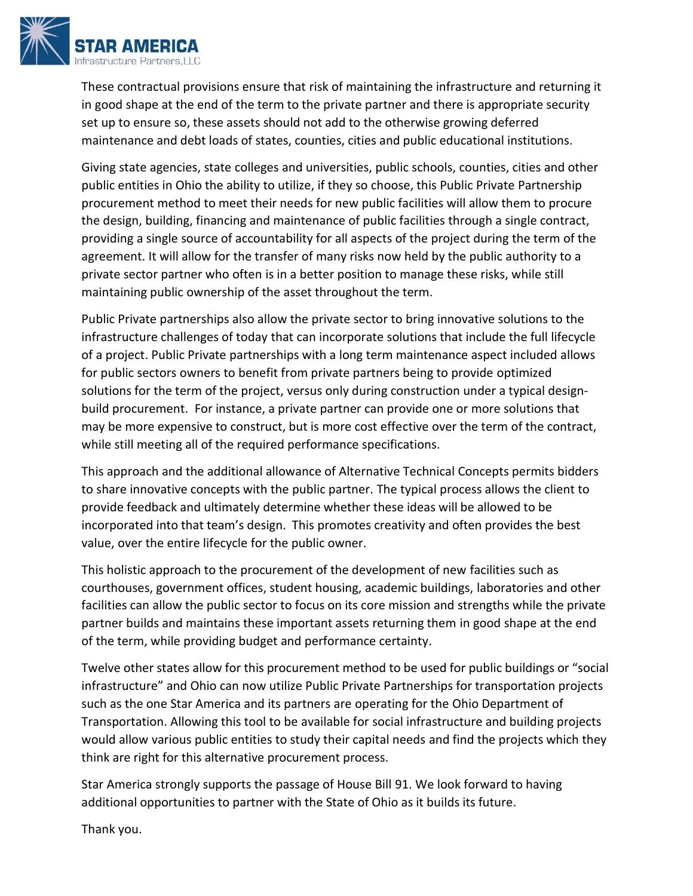These contractual provisions ensure that risk of maintaining the infrastructure and returning it in good shape at the end of the term to the private partner and there is appropriate security set up to ensure so, these assets should not add to the otherwise growing deferred maintenance and debt loads of states, counties, cities and public educational institutions.

Giving state agencies, state colleges and universities, public schools, counties, cities and other public entities in Ohio the ability to utilize, if they so choose, this Public Private Partnership procurement method to meet their needs for new public facilities will allow them to procure the design, building, financing and maintenance of public facilities through a single contract, providing a single source of accountability for all aspects of the project during the term of the agreement. It will allow for the transfer of many risks now held by the public authority to a private sector partner who often is in a better position to manage these risks, while still maintaining public ownership of the asset throughout the term.

Public Private partnerships also allow the private sector to bring innovative solutions to the infrastructure challenges of today that can incorporate solutions that include the full lifecycle of a project. Public Private partnerships with a long term maintenance aspect included allows for public sectors owners to benefit from private partners being to provide optimized solutions for the term of the project, versus only during construction under a typical design-build procurement. For instance, a private partner can provide one or more solutions that may be more expensive to construct, but is more cost effective over the term of the contract, while still meeting all of the required performance specifications.

This approach and the additional allowance of Alternative Technical Concepts permits bidders to share innovative concepts with the public partner. The typical process allows the client to provide feedback and ultimately determine whether these ideas will be allowed to be incorporated into that team's design. This promotes creativity and often provides the best value, over the entire lifecycle for the public owner.

This holistic approach to the procurement of the development of new facilities such as courthouses, government offices, student housing, academic buildings, laboratories and other facilities can allow the public sector to focus on its core mission and strengths while the private partner builds and maintains these important assets returning them in good shape at the end of the term, while providing budget and performance certainty.

Twelve other states allow for this procurement method to be used for public buildings or "social infrastructure" and Ohio can now utilize Public Private Partnerships for transportation projects such as the one Star America and its partners are operating for the Ohio Department of Transportation. Allowing this tool to be available for social infrastructure and building projects would allow various public entities to study their capital needs and find the projects which they think are right for this alternative procurement process.

Star America strongly supports the passage of House Bill 91. We look forward to having additional opportunities to partner with the State of Ohio as it builds its future.

Thank you.